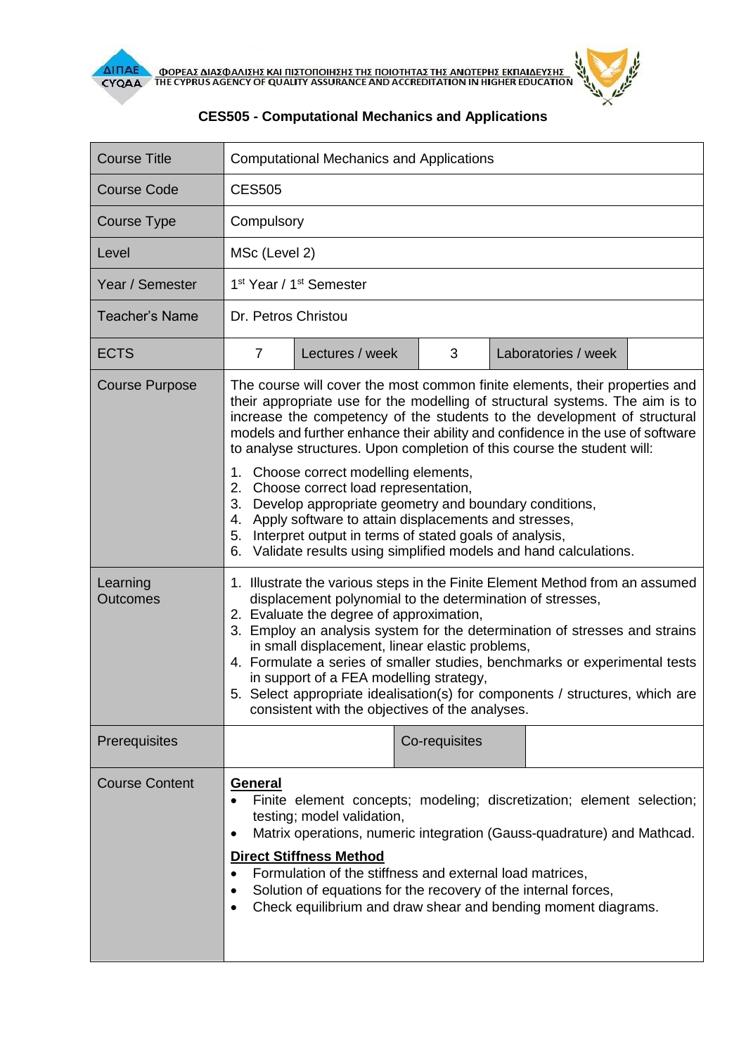ΦΟΡΕΑΣ ΔΙΑΣΦΑΛΙΣΗΣ ΚΑΙ ΠΙΣΤΟΠΟΙΗΣΗΣ ΤΗΣ ΠΟΙΟΤΗΤΑΣ ΤΗΣ ΑΝΩΤΕΡΗΣ ΕΚΠΑΙΔΕΥΣΗΣ
THE CYPRUS AGENCY OF QUALITY ASSURANCE AND ACCREDITATION IN HIGHER EDUCATION

# CES505 - Computational Mechanics and Applications

| | | | | | |
|---|---|---|---|---|---|
| Course Title | Computational Mechanics and Applications | | | | |
| Course Code | CES505 | | | | |
| Course Type | Compulsory | | | | |
| Level | MSc (Level 2) | | | | |
| Year / Semester | 1st Year / 1st Semester | | | | |
| Teacher's Name | Dr. Petros Christou | | | | |
| ECTS | 7 | Lectures / week | 3 | Laboratories / week | |
| Course Purpose | The course will cover the most common finite elements, their properties and their appropriate use for the modelling of structural systems. The aim is to increase the competency of the students to the development of structural models and further enhance their ability and confidence in the use of software to analyse structures. Upon completion of this course the student will:<br>1. Choose correct modelling elements,<br>2. Choose correct load representation,<br>3. Develop appropriate geometry and boundary conditions,<br>4. Apply software to attain displacements and stresses,<br>5. Interpret output in terms of stated goals of analysis,<br>6. Validate results using simplified models and hand calculations. | | | | |
| Learning Outcomes | 1. Illustrate the various steps in the Finite Element Method from an assumed displacement polynomial to the determination of stresses,<br>2. Evaluate the degree of approximation,<br>3. Employ an analysis system for the determination of stresses and strains in small displacement, linear elastic problems,<br>4. Formulate a series of smaller studies, benchmarks or experimental tests in support of a FEA modelling strategy,<br>5. Select appropriate idealisation(s) for components / structures, which are consistent with the objectives of the analyses. | | | | |
| Prerequisites | | Co-requisites | | | |
| Course Content | **General**<br>• Finite element concepts; modeling; discretization; element selection; testing; model validation,<br>• Matrix operations, numeric integration (Gauss-quadrature) and Mathcad.<br>**Direct Stiffness Method**<br>• Formulation of the stiffness and external load matrices,<br>• Solution of equations for the recovery of the internal forces,<br>• Check equilibrium and draw shear and bending moment diagrams. | | | | |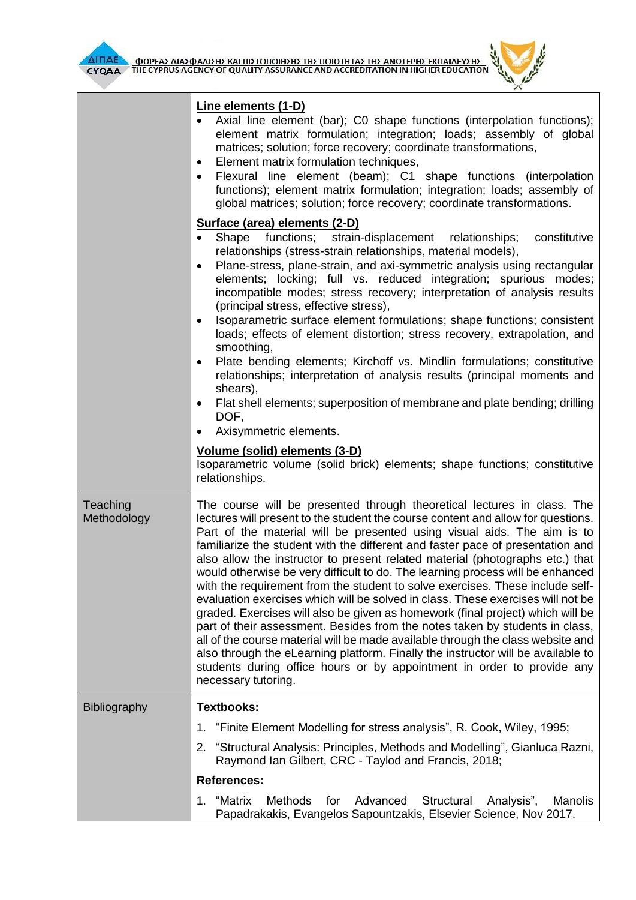| | |
|---|---|
| | **Line elements (1-D)**<br>• Axial line element (bar); C0 shape functions (interpolation functions); element matrix formulation; integration; loads; assembly of global matrices; solution; force recovery; coordinate transformations,<br>• Element matrix formulation techniques,<br>• Flexural line element (beam); C1 shape functions (interpolation functions); element matrix formulation; integration; loads; assembly of global matrices; solution; force recovery; coordinate transformations.<br>**Surface (area) elements (2-D)**<br>• Shape functions; strain-displacement relationships; constitutive relationships (stress-strain relationships, material models),<br>• Plane-stress, plane-strain, and axi-symmetric analysis using rectangular elements; locking; full vs. reduced integration; spurious modes; incompatible modes; stress recovery; interpretation of analysis results (principal stress, effective stress),<br>• Isoparametric surface element formulations; shape functions; consistent loads; effects of element distortion; stress recovery, extrapolation, and smoothing,<br>• Plate bending elements; Kirchoff vs. Mindlin formulations; constitutive relationships; interpretation of analysis results (principal moments and shears),<br>• Flat shell elements; superposition of membrane and plate bending; drilling DOF,<br>• Axisymmetric elements.<br>**Volume (solid) elements (3-D)**<br>Isoparametric volume (solid brick) elements; shape functions; constitutive relationships. |
| Teaching Methodology | The course will be presented through theoretical lectures in class. The lectures will present to the student the course content and allow for questions. Part of the material will be presented using visual aids. The aim is to familiarize the student with the different and faster pace of presentation and also allow the instructor to present related material (photographs etc.) that would otherwise be very difficult to do. The learning process will be enhanced with the requirement from the student to solve exercises. These include self-evaluation exercises which will be solved in class. These exercises will not be graded. Exercises will also be given as homework (final project) which will be part of their assessment. Besides from the notes taken by students in class, all of the course material will be made available through the class website and also through the eLearning platform. Finally the instructor will be available to students during office hours or by appointment in order to provide any necessary tutoring. |
| Bibliography | **Textbooks:**<br>1. "Finite Element Modelling for stress analysis", R. Cook, Wiley, 1995;<br>2. "Structural Analysis: Principles, Methods and Modelling", Gianluca Razni, Raymond Ian Gilbert, CRC - Taylod and Francis, 2018;<br>**References:**<br>1. "Matrix Methods for Advanced Structural Analysis", Manolis Papadrakakis, Evangelos Sapountzakis, Elsevier Science, Nov 2017. |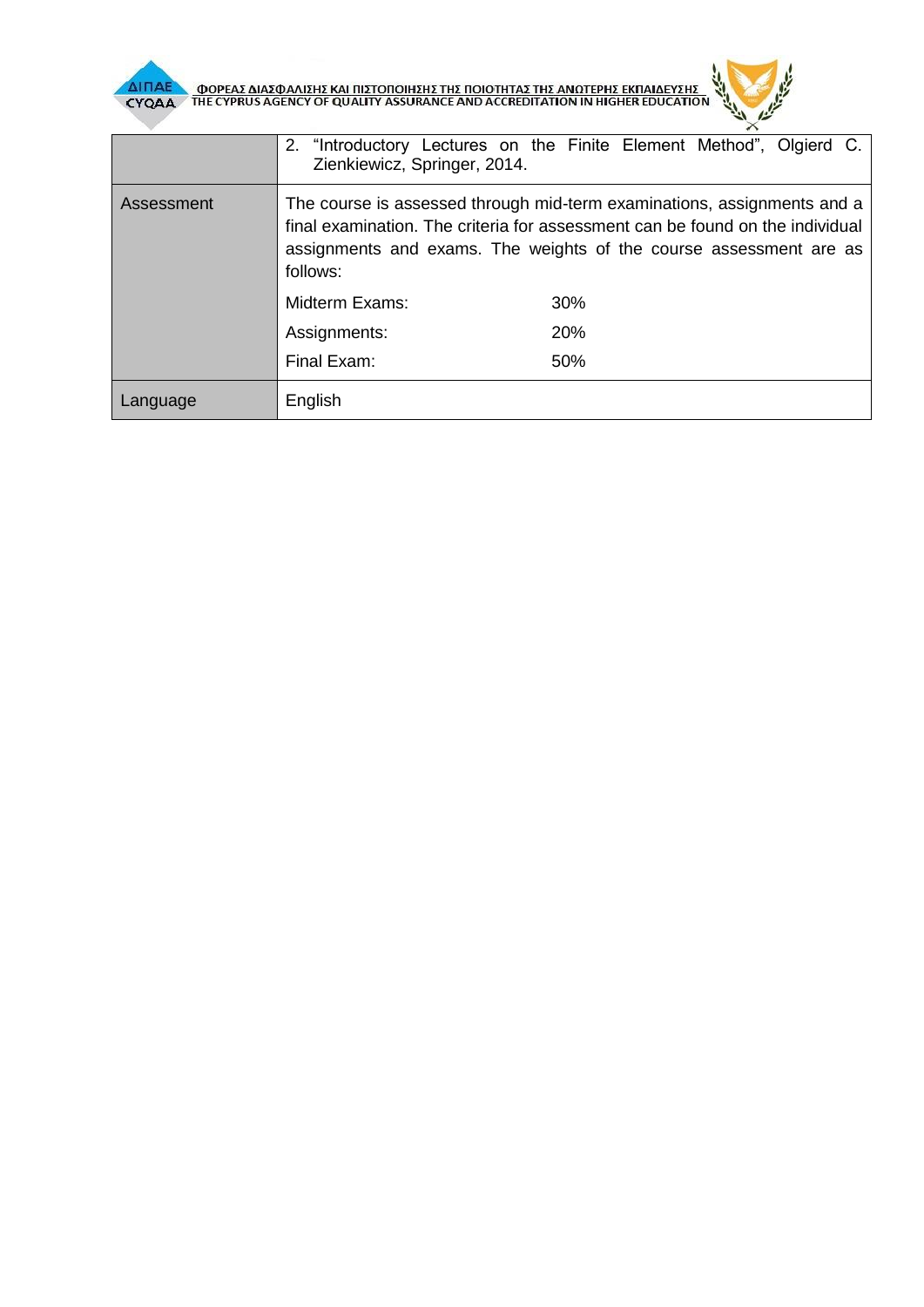| | |
|---|---|
| | 2. "Introductory Lectures on the Finite Element Method", Olgierd C. Zienkiewicz, Springer, 2014. |
| Assessment | The course is assessed through mid-term examinations, assignments and a final examination. The criteria for assessment can be found on the individual assignments and exams. The weights of the course assessment are as follows:<br>Midterm Exams: 30%<br>Assignments: 20%<br>Final Exam: 50% |
| Language | English |